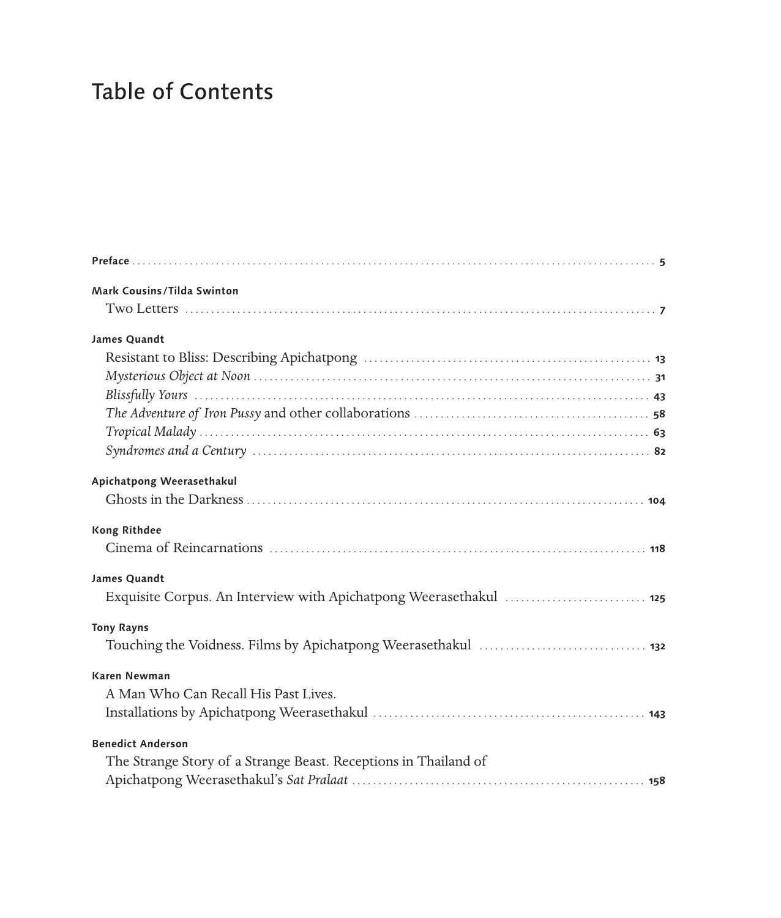# Table of Contents

**Preface** ........ 5

**Mark Cousins/Tilda Swinton**

Two Letters ........ 7

**James Quandt**

Resistant to Bliss: Describing Apichatpong ........ 13

*Mysterious Object at Noon* ........ 31

*Blissfully Yours* ........ 43

*The Adventure of Iron Pussy* and other collaborations ........ 58

*Tropical Malady* ........ 63

*Syndromes and a Century* ........ 82

**Apichatpong Weerasethakul**

Ghosts in the Darkness ........ 104

**Kong Rithdee**

Cinema of Reincarnations ........ 118

**James Quandt**

Exquisite Corpus. An Interview with Apichatpong Weerasethakul ........ 125

**Tony Rayns**

Touching the Voidness. Films by Apichatpong Weerasethakul ........ 132

**Karen Newman**

A Man Who Can Recall His Past Lives.
Installations by Apichatpong Weerasethakul ........ 143

**Benedict Anderson**

The Strange Story of a Strange Beast. Receptions in Thailand of
Apichatpong Weerasethakul's *Sat Pralaat* ........ 158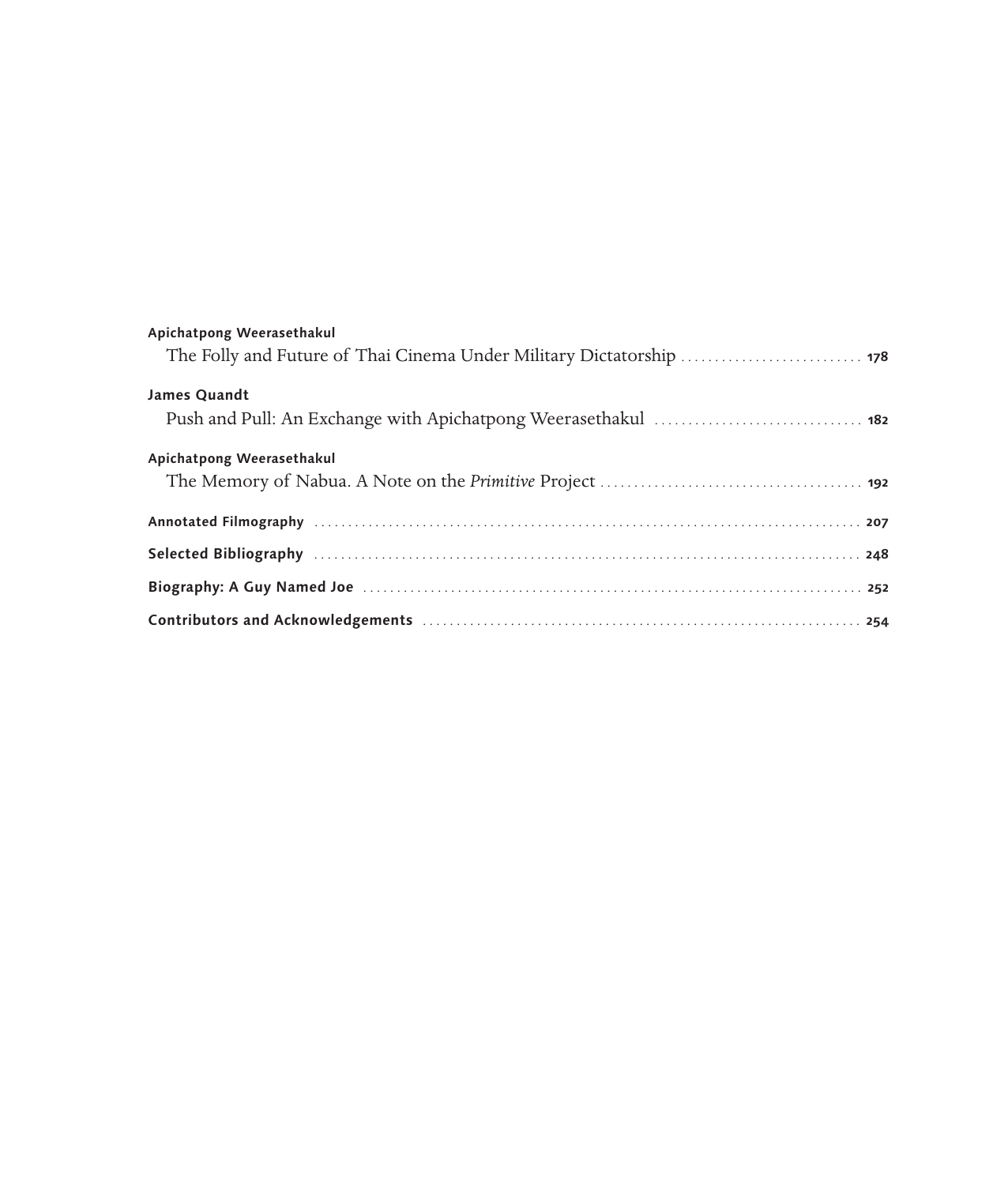**Apichatpong Weerasethakul**
The Folly and Future of Thai Cinema Under Military Dictatorship ........................... 178

**James Quandt**
Push and Pull: An Exchange with Apichatpong Weerasethakul ............................... 182

**Apichatpong Weerasethakul**
The Memory of Nabua. A Note on the *Primitive* Project ....................................... 192

**Annotated Filmography** ........................................................................... 207

**Selected Bibliography** ........................................................................... 248

**Biography: A Guy Named Joe** ........................................................................... 252

**Contributors and Acknowledgements** ........................................................................... 254